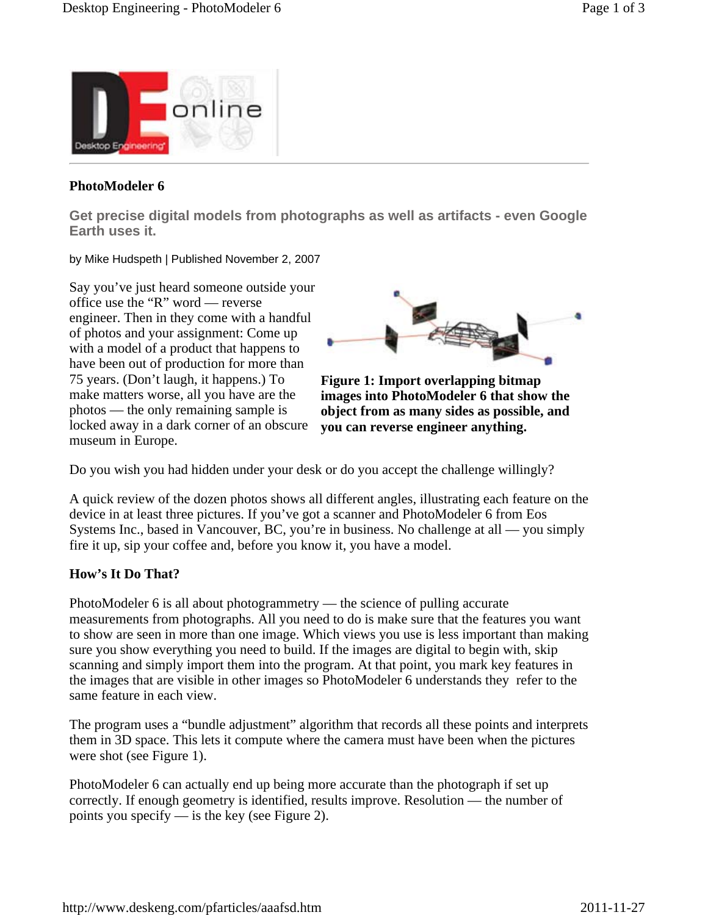# PhotoModeler 6

**Get precise digital models from photographs as well as artifacts - even Google Earth uses it.**

by Mike Hudspeth | Published November 2, 2007

Say you've just heard someone outside your office use the "R" word — reverse engineer. Then in they come with a handful of photos and your assignment: Come up with a model of a product that happens to have been out of production for more than 75 years. (Don't laugh, it happens.) To make matters worse, all you have are the photos — the only remaining sample is locked away in a dark corner of an obscure museum in Europe.

**Figure 1: Import overlapping bitmap images into PhotoModeler 6 that show the object from as many sides as possible, and you can reverse engineer anything.**

Do you wish you had hidden under your desk or do you accept the challenge willingly?

A quick review of the dozen photos shows all different angles, illustrating each feature on the device in at least three pictures. If you've got a scanner and PhotoModeler 6 from Eos Systems Inc., based in Vancouver, BC, you're in business. No challenge at all — you simply fire it up, sip your coffee and, before you know it, you have a model.

## How's It Do That?

PhotoModeler 6 is all about photogrammetry — the science of pulling accurate measurements from photographs. All you need to do is make sure that the features you want to show are seen in more than one image. Which views you use is less important than making sure you show everything you need to build. If the images are digital to begin with, skip scanning and simply import them into the program. At that point, you mark key features in the images that are visible in other images so PhotoModeler 6 understands they refer to the same feature in each view.

The program uses a "bundle adjustment" algorithm that records all these points and interprets them in 3D space. This lets it compute where the camera must have been when the pictures were shot (see Figure 1).

PhotoModeler 6 can actually end up being more accurate than the photograph if set up correctly. If enough geometry is identified, results improve. Resolution — the number of points you specify — is the key (see Figure 2).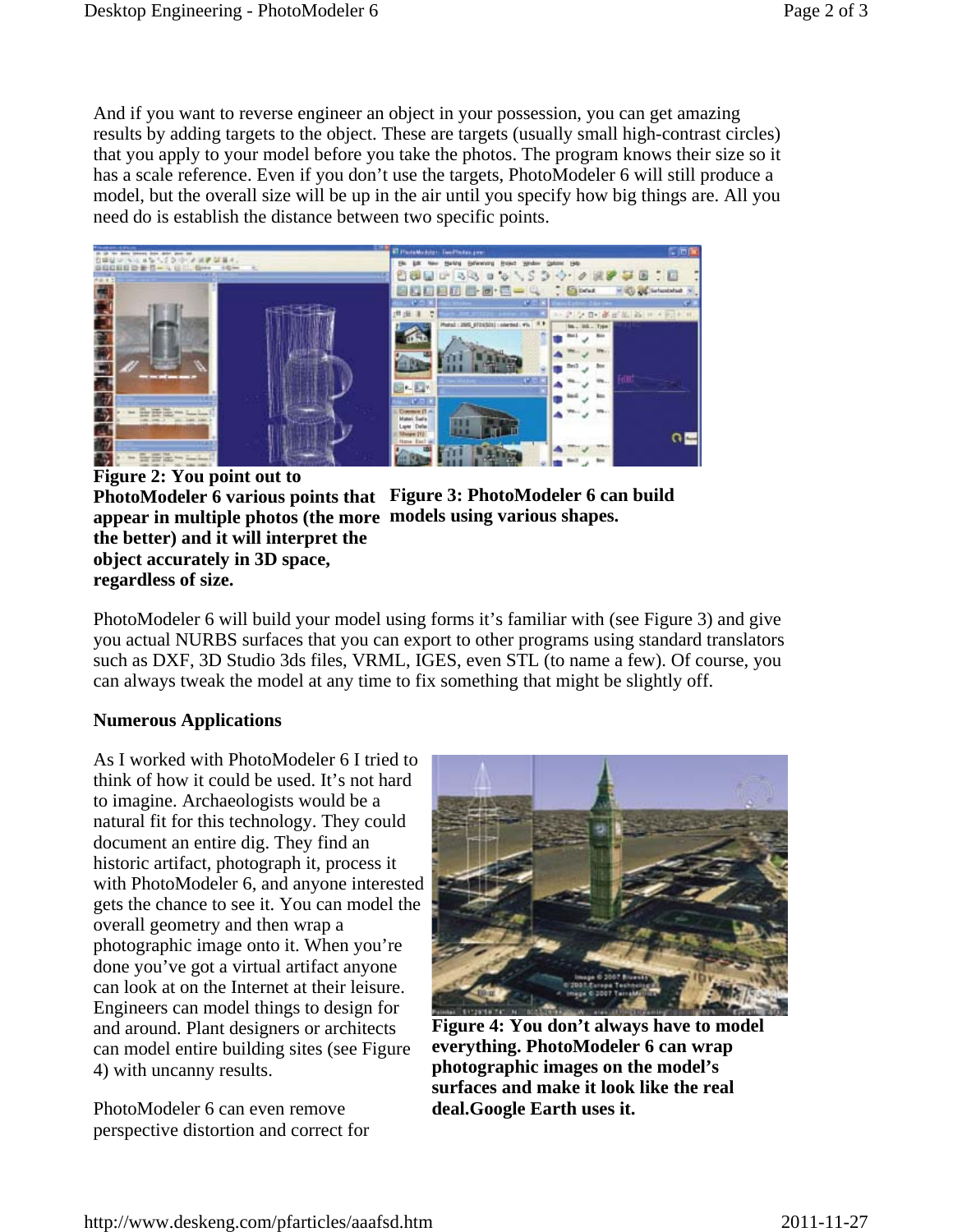And if you want to reverse engineer an object in your possession, you can get amazing results by adding targets to the object. These are targets (usually small high-contrast circles) that you apply to your model before you take the photos. The program knows their size so it has a scale reference. Even if you don't use the targets, PhotoModeler 6 will still produce a model, but the overall size will be up in the air until you specify how big things are. All you need do is establish the distance between two specific points.

**Figure 2: You point out to PhotoModeler 6 various points that appear in multiple photos (the more the better) and it will interpret the object accurately in 3D space, regardless of size.**

**Figure 3: PhotoModeler 6 can build models using various shapes.**

PhotoModeler 6 will build your model using forms it's familiar with (see Figure 3) and give you actual NURBS surfaces that you can export to other programs using standard translators such as DXF, 3D Studio 3ds files, VRML, IGES, even STL (to name a few). Of course, you can always tweak the model at any time to fix something that might be slightly off.

**Numerous Applications**

As I worked with PhotoModeler 6 I tried to think of how it could be used. It's not hard to imagine. Archaeologists would be a natural fit for this technology. They could document an entire dig. They find an historic artifact, photograph it, process it with PhotoModeler 6, and anyone interested gets the chance to see it. You can model the overall geometry and then wrap a photographic image onto it. When you're done you've got a virtual artifact anyone can look at on the Internet at their leisure. Engineers can model things to design for and around. Plant designers or architects can model entire building sites (see Figure 4) with uncanny results.

**Figure 4: You don't always have to model everything. PhotoModeler 6 can wrap photographic images on the model's surfaces and make it look like the real deal.Google Earth uses it.**

PhotoModeler 6 can even remove perspective distortion and correct for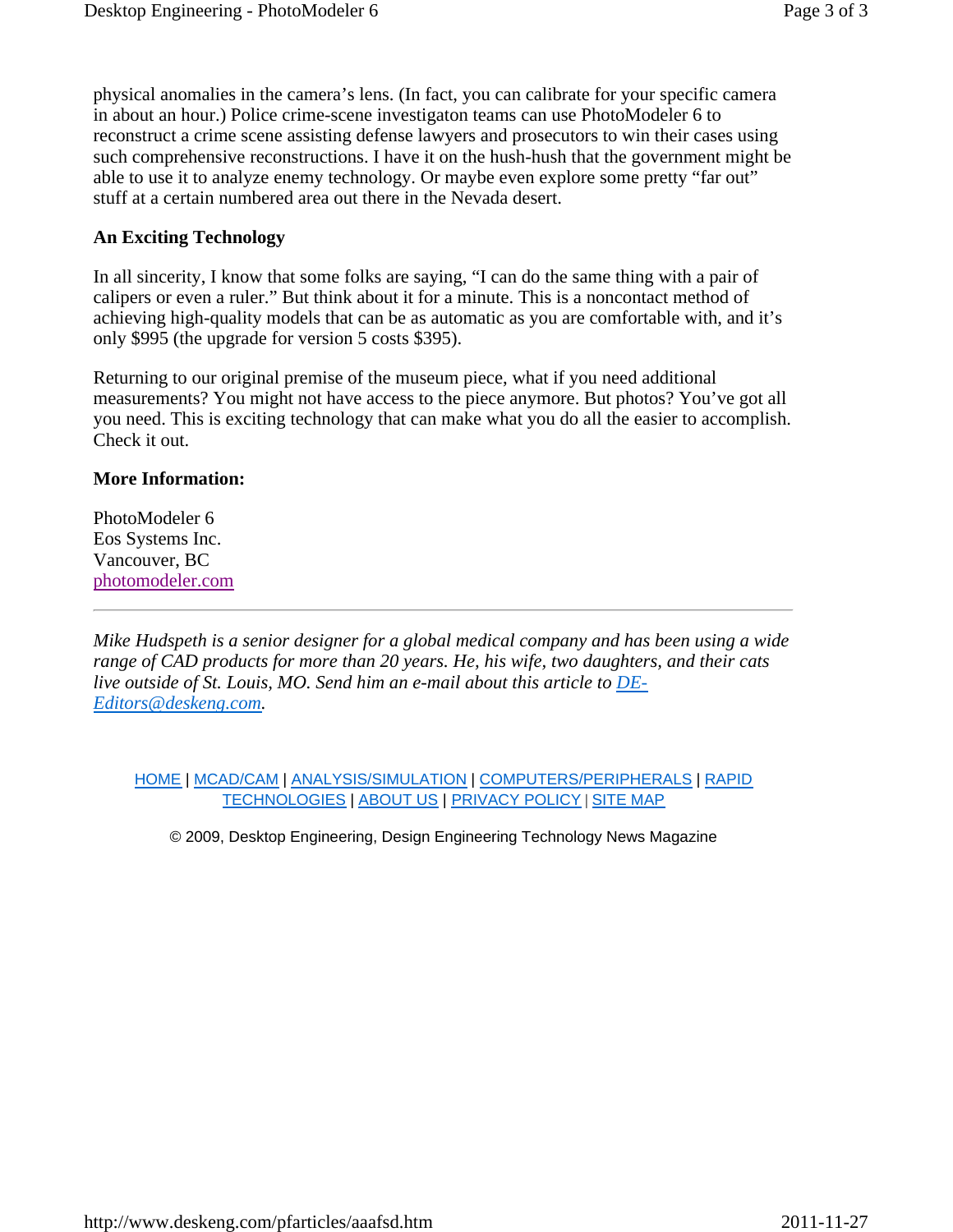physical anomalies in the camera's lens. (In fact, you can calibrate for your specific camera in about an hour.) Police crime-scene investigaton teams can use PhotoModeler 6 to reconstruct a crime scene assisting defense lawyers and prosecutors to win their cases using such comprehensive reconstructions. I have it on the hush-hush that the government might be able to use it to analyze enemy technology. Or maybe even explore some pretty "far out" stuff at a certain numbered area out there in the Nevada desert.

**An Exciting Technology**

In all sincerity, I know that some folks are saying, "I can do the same thing with a pair of calipers or even a ruler." But think about it for a minute. This is a noncontact method of achieving high-quality models that can be as automatic as you are comfortable with, and it's only $995 (the upgrade for version 5 costs $395).

Returning to our original premise of the museum piece, what if you need additional measurements? You might not have access to the piece anymore. But photos? You've got all you need. This is exciting technology that can make what you do all the easier to accomplish. Check it out.

**More Information:**

PhotoModeler 6
Eos Systems Inc.
Vancouver, BC
photomodeler.com

---

*Mike Hudspeth is a senior designer for a global medical company and has been using a wide range of CAD products for more than 20 years. He, his wife, two daughters, and their cats live outside of St. Louis, MO. Send him an e-mail about this article to DE-Editors@deskeng.com.*

HOME | MCAD/CAM | ANALYSIS/SIMULATION | COMPUTERS/PERIPHERALS | RAPID TECHNOLOGIES | ABOUT US | PRIVACY POLICY | SITE MAP

© 2009, Desktop Engineering, Design Engineering Technology News Magazine